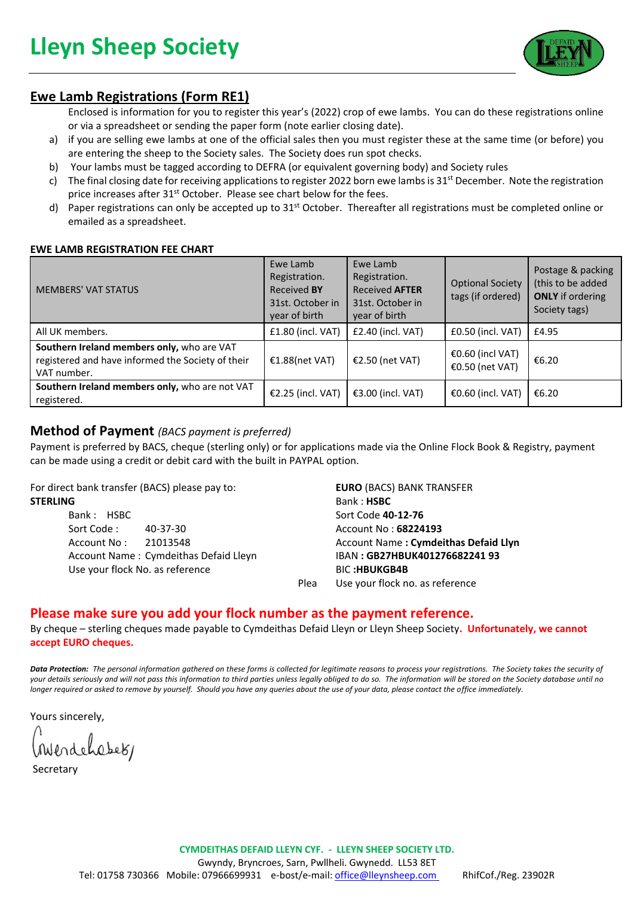# Lleyn Sheep Society

## Ewe Lamb Registrations (Form RE1)

Enclosed is information for you to register this year's (2022) crop of ewe lambs. You can do these registrations online or via a spreadsheet or sending the paper form (note earlier closing date).

a) if you are selling ewe lambs at one of the official sales then you must register these at the same time (or before) you are entering the sheep to the Society sales. The Society does run spot checks.

b) Your lambs must be tagged according to DEFRA (or equivalent governing body) and Society rules

c) The final closing date for receiving applications to register 2022 born ewe lambs is 31st December. Note the registration price increases after 31st October. Please see chart below for the fees.

d) Paper registrations can only be accepted up to 31st October. Thereafter all registrations must be completed online or emailed as a spreadsheet.

**EWE LAMB REGISTRATION FEE CHART**

| MEMBERS' VAT STATUS | Ewe Lamb Registration. Received **BY** 31st. October in year of birth | Ewe Lamb Registration. Received **AFTER** 31st. October in year of birth | Optional Society tags (if ordered) | Postage & packing (this to be added **ONLY** if ordering Society tags) |
|---|---|---|---|---|
| All UK members. | £1.80 (incl. VAT) | £2.40 (incl. VAT) | £0.50 (incl. VAT) | £4.95 |
| **Southern Ireland members only,** who are VAT registered and have informed the Society of their VAT number. | €1.88(net VAT) | €2.50 (net VAT) | €0.60 (incl VAT) €0.50 (net VAT) | €6.20 |
| **Southern Ireland members only,** who are not VAT registered. | €2.25 (incl. VAT) | €3.00 (incl. VAT) | €0.60 (incl. VAT) | €6.20 |

## Method of Payment *(BACS payment is preferred)*

Payment is preferred by BACS, cheque (sterling only) or for applications made via the Online Flock Book & Registry, payment can be made using a credit or debit card with the built in PAYPAL option.

For direct bank transfer (BACS) please pay to:

**STERLING**

Bank : HSBC
Sort Code : 40-37-30
Account No : 21013548
Account Name : Cymdeithas Defaid Lleyn
Use your flock No. as reference

**EURO** (BACS) BANK TRANSFER

Bank : **HSBC**
Sort Code **40-12-76**
Account No : **68224193**
Account Name **: Cymdeithas Defaid Llyn**
IBAN **: GB27HBUK401276682241 93**
BIC **:HBUKGB4B**
Plea Use your flock no. as reference

**Please make sure you add your flock number as the payment reference.**

By cheque – sterling cheques made payable to Cymdeithas Defaid Lleyn or Lleyn Sheep Society. **Unfortunately, we cannot accept EURO cheques.**

***Data Protection:*** *The personal information gathered on these forms is collected for legitimate reasons to process your registrations. The Society takes the security of your details seriously and will not pass this information to third parties unless legally obliged to do so. The information will be stored on the Society database until no longer required or asked to remove by yourself. Should you have any queries about the use of your data, please contact the office immediately.*

Yours sincerely,

Gwenda Roberts

Secretary

**CYMDEITHAS DEFAID LLEYN CYF. - LLEYN SHEEP SOCIETY LTD.**
Gwyndy, Bryncroes, Sarn, Pwllheli. Gwynedd. LL53 8ET
Tel: 01758 730366 Mobile: 07966699931 e-bost/e-mail: office@lleynsheep.com RhifCof./Reg. 23902R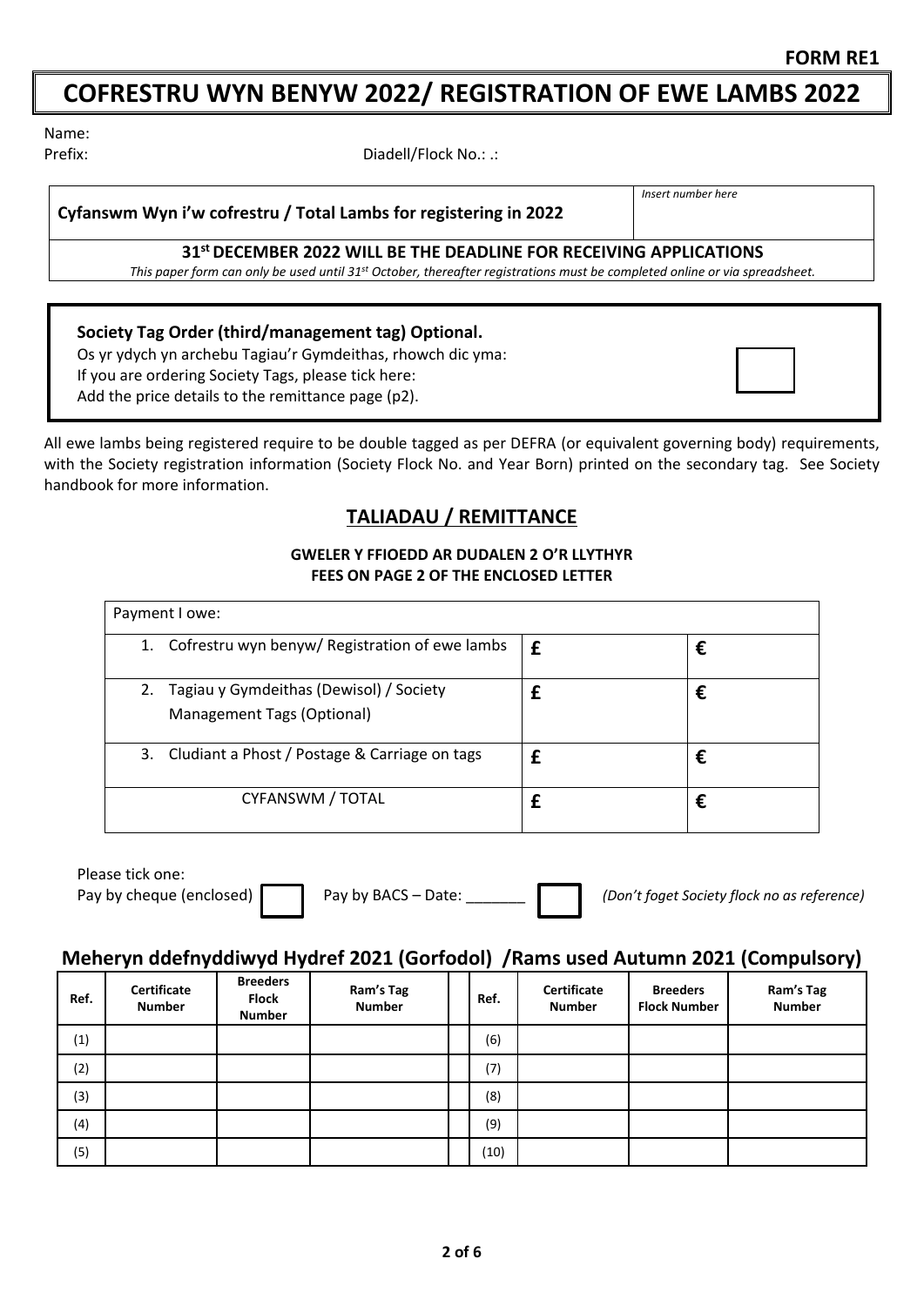**FORM RE1**

# COFRESTRU WYN BENYW 2022/ REGISTRATION OF EWE LAMBS 2022

Name:

Prefix: Diadell/Flock No.: .:

| **Cyfanswm Wyn i'w cofrestru / Total Lambs for registering in 2022** | *Insert number here* |
|---|---|

**31st DECEMBER 2022 WILL BE THE DEADLINE FOR RECEIVING APPLICATIONS**

*This paper form can only be used until 31st October, thereafter registrations must be completed online or via spreadsheet.*

**Society Tag Order (third/management tag) Optional.**

Os yr ydych yn archebu Tagiau'r Gymdeithas, rhowch dic yma:
If you are ordering Society Tags, please tick here: ☐
Add the price details to the remittance page (p2).

All ewe lambs being registered require to be double tagged as per DEFRA (or equivalent governing body) requirements, with the Society registration information (Society Flock No. and Year Born) printed on the secondary tag. See Society handbook for more information.

## TALIADAU / REMITTANCE

**GWELER Y FFIOEDD AR DUDALEN 2 O'R LLYTHYR**
**FEES ON PAGE 2 OF THE ENCLOSED LETTER**

| Payment I owe: | | |
|---|---|---|
| 1. Cofrestru wyn benyw/ Registration of ewe lambs | £ | € |
| 2. Tagiau y Gymdeithas (Dewisol) / Society Management Tags (Optional) | £ | € |
| 3. Cludiant a Phost / Postage & Carriage on tags | £ | € |
| CYFANSWM / TOTAL | £ | € |

Please tick one:
Pay by cheque (enclosed) ☐ Pay by BACS – Date: _______ ☐ *(Don't foget Society flock no as reference)*

## Meheryn ddefnyddiwyd Hydref 2021 (Gorfodol) /Rams used Autumn 2021 (Compulsory)

| Ref. | Certificate Number | Breeders Flock Number | Ram's Tag Number | | Ref. | Certificate Number | Breeders Flock Number | Ram's Tag Number |
|---|---|---|---|---|---|---|---|---|
| (1) | | | | | (6) | | | |
| (2) | | | | | (7) | | | |
| (3) | | | | | (8) | | | |
| (4) | | | | | (9) | | | |
| (5) | | | | | (10) | | | |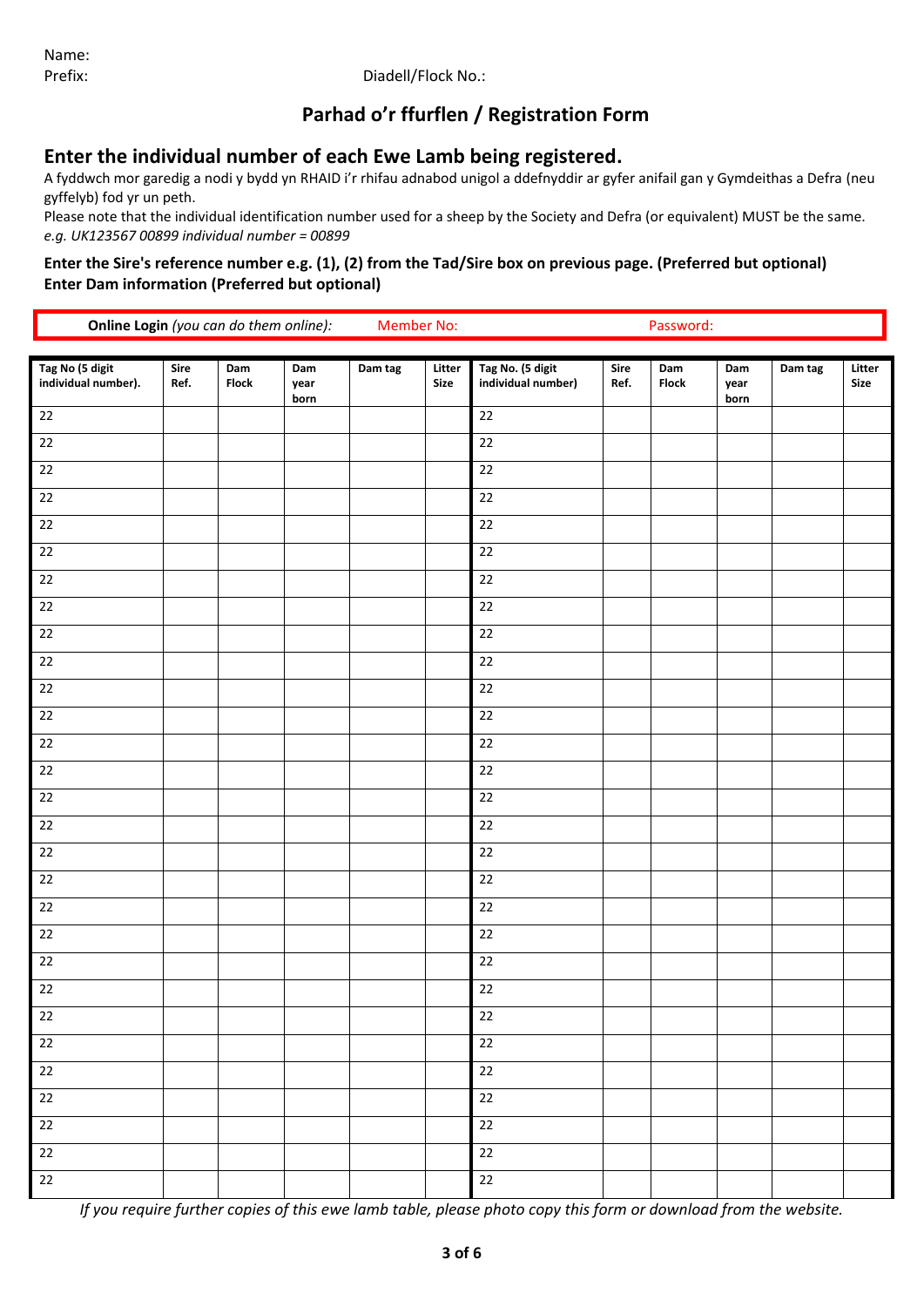Name:
Prefix:

Diadell/Flock No.:

## Parhad o'r ffurflen / Registration Form

### Enter the individual number of each Ewe Lamb being registered.

A fyddwch mor garedig a nodi y bydd yn RHAID i'r rhifau adnabod unigol a ddefnyddir ar gyfer anifail gan y Gymdeithas a Defra (neu gyffelyb) fod yr un peth.

Please note that the individual identification number used for a sheep by the Society and Defra (or equivalent) MUST be the same.
*e.g. UK123567 00899 individual number = 00899*

**Enter the Sire's reference number e.g. (1), (2) from the Tad/Sire box on previous page. (Preferred but optional)**
**Enter Dam information (Preferred but optional)**

**Online Login** *(you can do them online):* Member No: Password:

| Tag No (5 digit individual number). | Sire Ref. | Dam Flock | Dam year born | Dam tag | Litter Size | Tag No. (5 digit individual number) | Sire Ref. | Dam Flock | Dam year born | Dam tag | Litter Size |
|---|---|---|---|---|---|---|---|---|---|---|---|
| 22 | | | | | | 22 | | | | | |
| 22 | | | | | | 22 | | | | | |
| 22 | | | | | | 22 | | | | | |
| 22 | | | | | | 22 | | | | | |
| 22 | | | | | | 22 | | | | | |
| 22 | | | | | | 22 | | | | | |
| 22 | | | | | | 22 | | | | | |
| 22 | | | | | | 22 | | | | | |
| 22 | | | | | | 22 | | | | | |
| 22 | | | | | | 22 | | | | | |
| 22 | | | | | | 22 | | | | | |
| 22 | | | | | | 22 | | | | | |
| 22 | | | | | | 22 | | | | | |
| 22 | | | | | | 22 | | | | | |
| 22 | | | | | | 22 | | | | | |
| 22 | | | | | | 22 | | | | | |
| 22 | | | | | | 22 | | | | | |
| 22 | | | | | | 22 | | | | | |
| 22 | | | | | | 22 | | | | | |
| 22 | | | | | | 22 | | | | | |
| 22 | | | | | | 22 | | | | | |
| 22 | | | | | | 22 | | | | | |
| 22 | | | | | | 22 | | | | | |
| 22 | | | | | | 22 | | | | | |
| 22 | | | | | | 22 | | | | | |
| 22 | | | | | | 22 | | | | | |
| 22 | | | | | | 22 | | | | | |
| 22 | | | | | | 22 | | | | | |
| 22 | | | | | | 22 | | | | | |

*If you require further copies of this ewe lamb table, please photo copy this form or download from the website.*